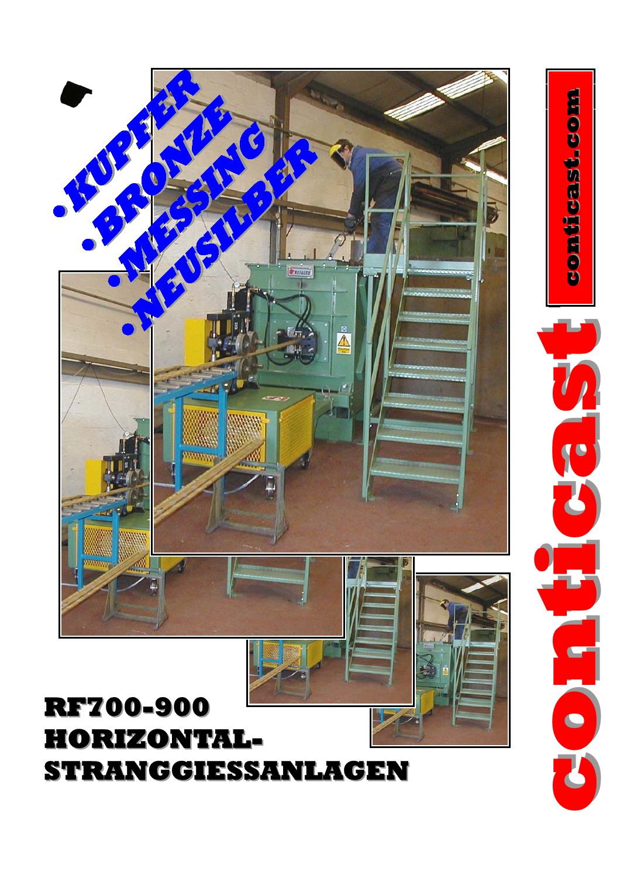- KUPFER
- BRONZE
- MESSING
- NEUSILBER

conticast.com

# conticast

# RF700-900 HORIZONTAL-STRANGGIESSANLAGEN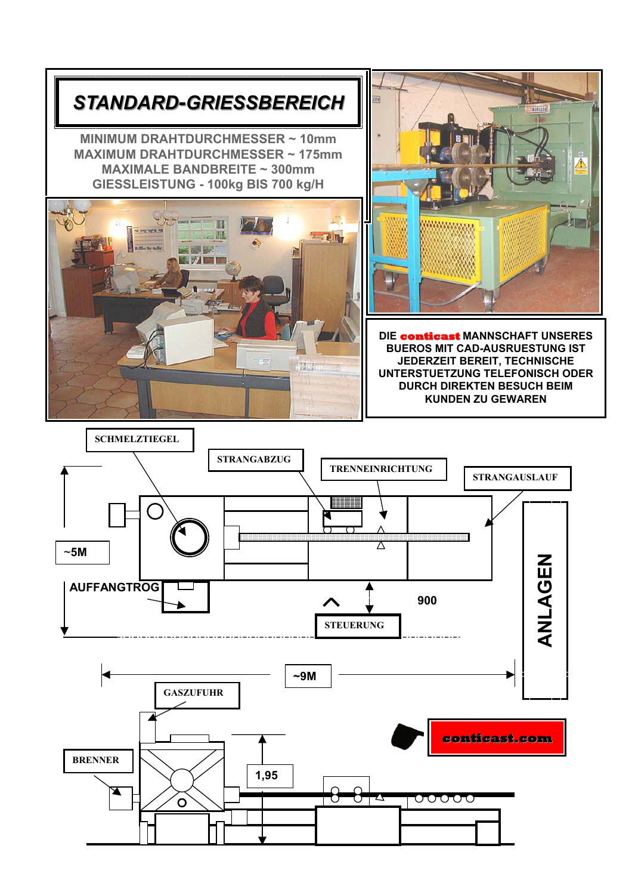# STANDARD-GRIESSBEREICH

MINIMUM DRAHTDURCHMESSER ~ 10mm
MAXIMUM DRAHTDURCHMESSER ~ 175mm
MAXIMALE BANDBREITE ~ 300mm
GIESSLEISTUNG - 100kg BIS 700 kg/H

DIE **conticast** MANNSCHAFT UNSERES BUEROS MIT CAD-AUSRUESTUNG IST JEDERZEIT BEREIT, TECHNISCHE UNTERSTUETZUNG TELEFONISCH ODER DURCH DIREKTEN BESUCH BEIM KUNDEN ZU GEWAREN

SCHMELZTIEGEL

STRANGABZUG

TRENNEINRICHTUNG

STRANGAUSLAUF

~5M

AUFFANGTROG

900

STEUERUNG

ANLAGEN

~9M

GASZUFUHR

BRENNER

1,95

**conticast.com**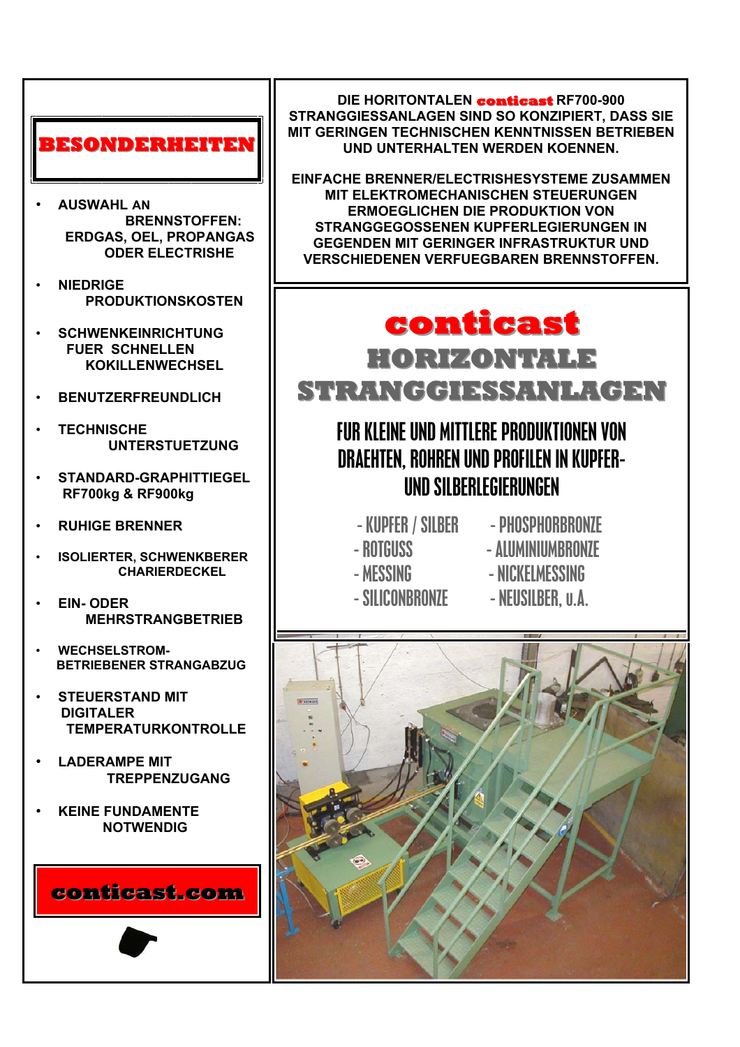## BESONDERHEITEN

- AUSWAHL AN BRENNSTOFFEN: ERDGAS, OEL, PROPANGAS ODER ELECTRISHE
- NIEDRIGE PRODUKTIONSKOSTEN
- SCHWENKEINRICHTUNG FUER SCHNELLEN KOKILLENWECHSEL
- BENUTZERFREUNDLICH
- TECHNISCHE UNTERSTUETZUNG
- STANDARD-GRAPHITTIEGEL RF700kg & RF900kg
- RUHIGE BRENNER
- ISOLIERTER, SCHWENKBERER CHARIERDECKEL
- EIN- ODER MEHRSTRANGBETRIEB
- WECHSELSTROM-BETRIEBENER STRANGABZUG
- STEUERSTAND MIT DIGITALER TEMPERATURKONTROLLE
- LADERAMPE MIT TREPPENZUGANG
- KEINE FUNDAMENTE NOTWENDIG

**conticast.com**

DIE HORITONTALEN **conticast** RF700-900 STRANGGIESSANLAGEN SIND SO KONZIPIERT, DASS SIE MIT GERINGEN TECHNISCHEN KENNTNISSEN BETRIEBEN UND UNTERHALTEN WERDEN KOENNEN.

EINFACHE BRENNER/ELECTRISHESYSTEME ZUSAMMEN MIT ELEKTROMECHANISCHEN STEUERUNGEN ERMOEGLICHEN DIE PRODUKTION VON STRANGGEGOSSENEN KUPFERLEGIERUNGEN IN GEGENDEN MIT GERINGER INFRASTRUKTUR UND VERSCHIEDENEN VERFUEGBAREN BRENNSTOFFEN.

# conticast HORIZONTALE STRANGGIESSANLAGEN

### FUR KLEINE UND MITTLERE PRODUKTIONEN VON DRAEHTEN, ROHREN UND PROFILEN IN KUPFER- UND SILBERLEGIERUNGEN

- KUPFER / SILBER
- ROTGUSS
- MESSING
- SILICONBRONZE
- PHOSPHORBRONZE
- ALUMINIUMBRONZE
- NICKELMESSING
- NEUSILBER, u.A.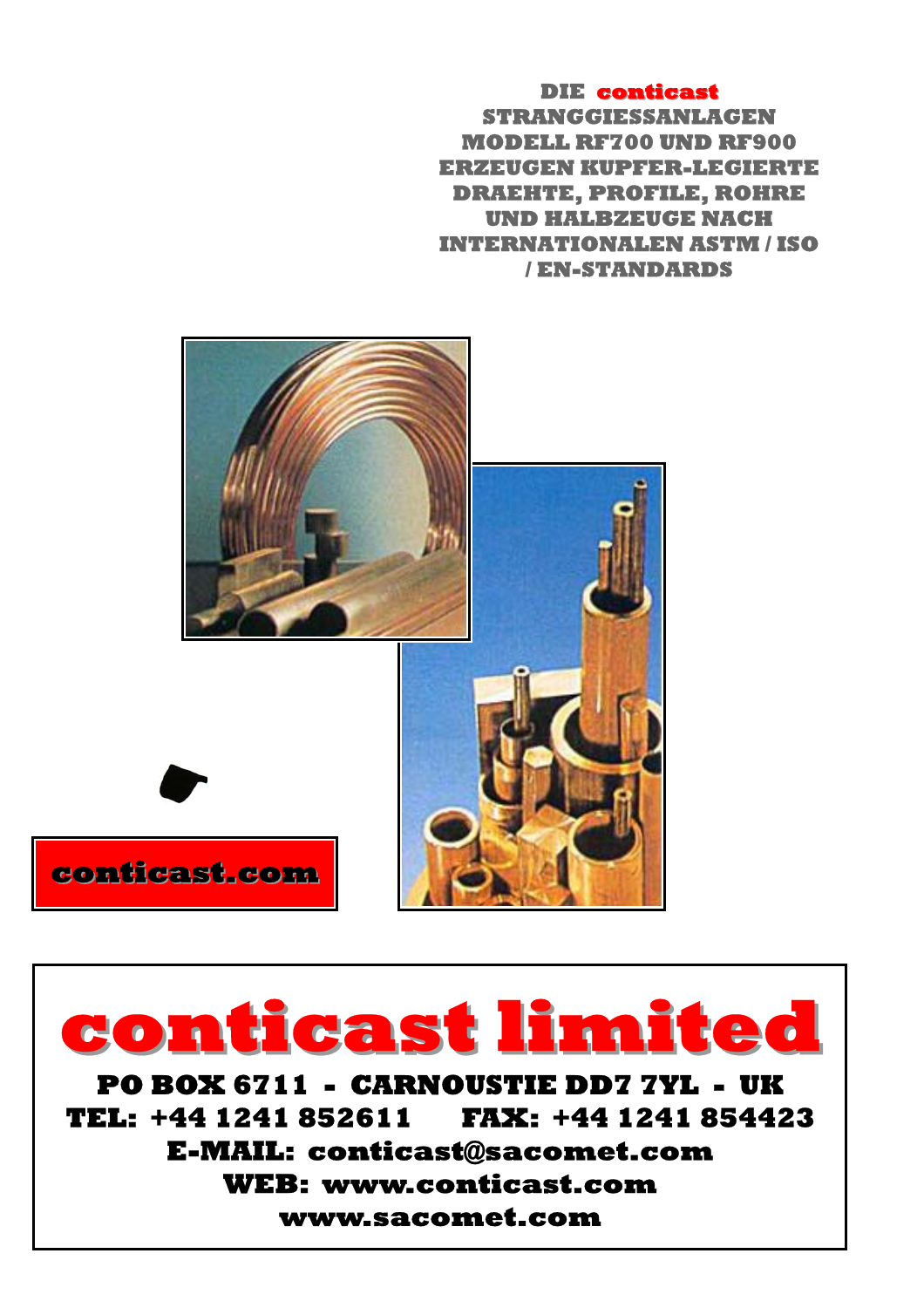**DIE conticast STRANGGIESSANLAGEN MODELL RF700 UND RF900 ERZEUGEN KUPFER-LEGIERTE DRAEHTE, PROFILE, ROHRE UND HALBZEUGE NACH INTERNATIONALEN ASTM / ISO / EN-STANDARDS**

**conticast.com**

# conticast limited

**PO BOX 6711 - CARNOUSTIE DD7 7YL - UK**

**TEL: +44 1241 852611 FAX: +44 1241 854423**

**E-MAIL: conticast@sacomet.com**

**WEB: www.conticast.com**

**www.sacomet.com**